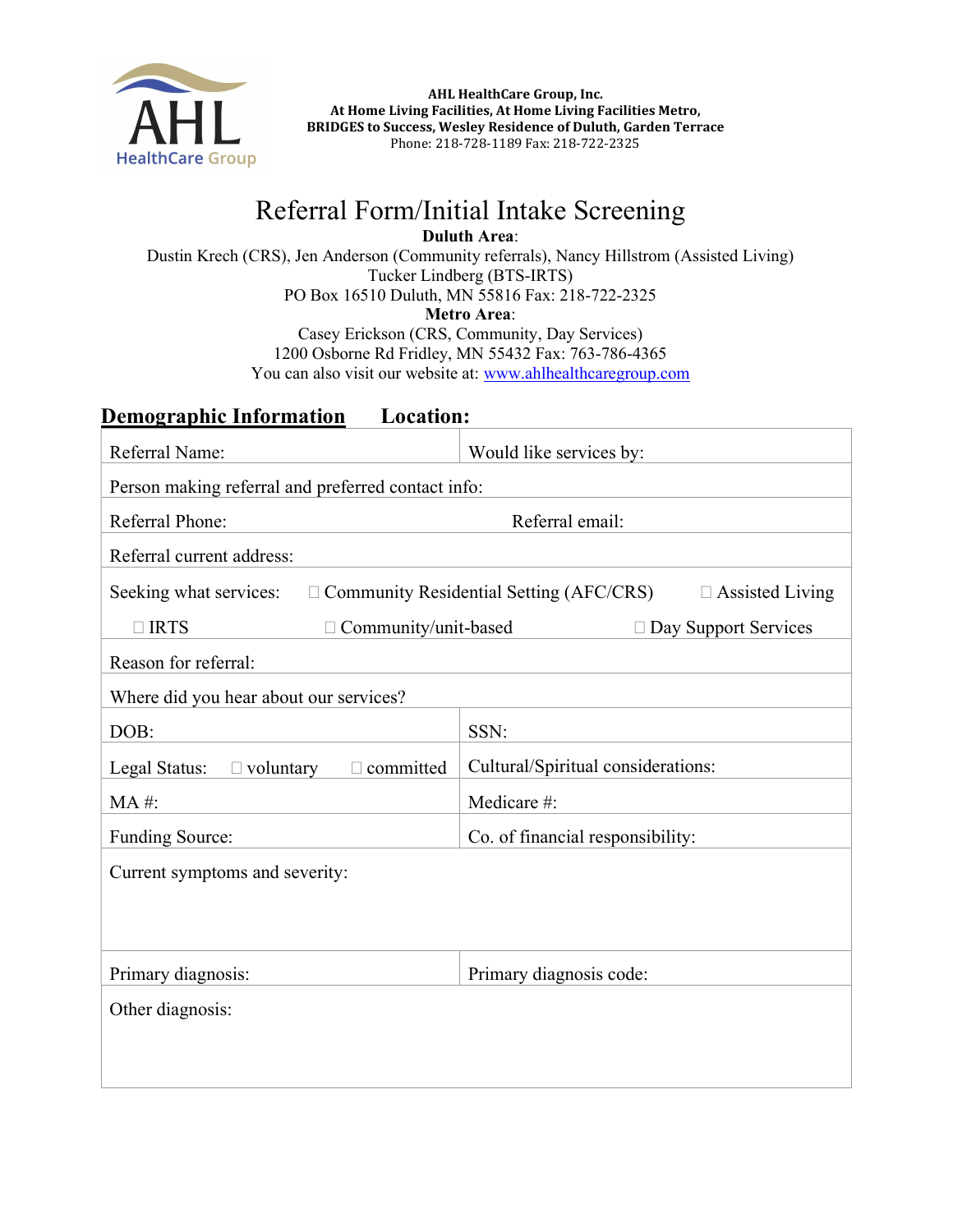**AHL HealthCare Group, Inc.**
**At Home Living Facilities, At Home Living Facilities Metro,**
**BRIDGES to Success, Wesley Residence of Duluth, Garden Terrace**
Phone: 218-728-1189 Fax: 218-722-2325

# Referral Form/Initial Intake Screening

**Duluth Area**:
Dustin Krech (CRS), Jen Anderson (Community referrals), Nancy Hillstrom (Assisted Living)
Tucker Lindberg (BTS-IRTS)
PO Box 16510 Duluth, MN 55816 Fax: 218-722-2325

**Metro Area**:
Casey Erickson (CRS, Community, Day Services)
1200 Osborne Rd Fridley, MN 55432 Fax: 763-786-4365
You can also visit our website at: www.ahlhealthcaregroup.com

## Demographic Information    Location:

| | |
|---|---|
| Referral Name: | Would like services by: |
| Person making referral and preferred contact info: | |
| Referral Phone: | Referral email: |
| Referral current address: | |
| Seeking what services: ☐ Community Residential Setting (AFC/CRS) ☐ Assisted Living ☐ IRTS ☐ Community/unit-based ☐ Day Support Services | |
| Reason for referral: | |
| Where did you hear about our services? | |
| DOB: | SSN: |
| Legal Status: ☐ voluntary ☐ committed | Cultural/Spiritual considerations: |
| MA #: | Medicare #: |
| Funding Source: | Co. of financial responsibility: |
| Current symptoms and severity: | |
| Primary diagnosis: | Primary diagnosis code: |
| Other diagnosis: | |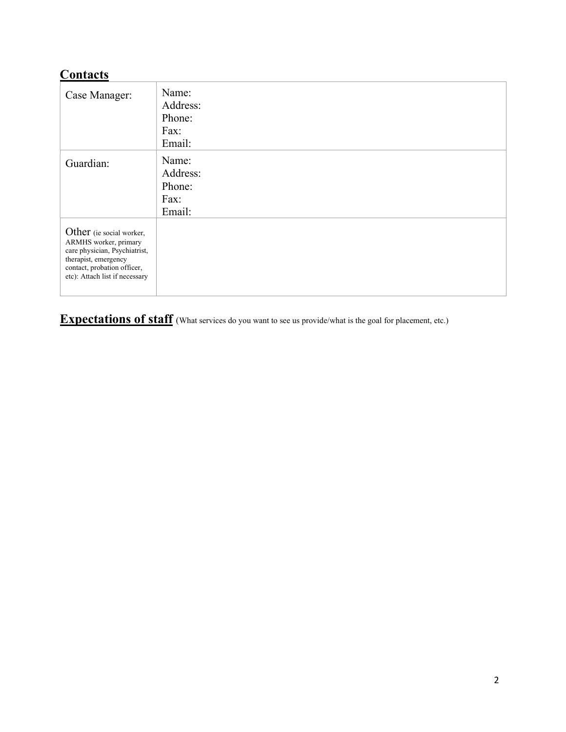## Contacts

| | |
|---|---|
| Case Manager: | Name:<br>Address:<br>Phone:<br>Fax:<br>Email: |
| Guardian: | Name:<br>Address:<br>Phone:<br>Fax:<br>Email: |
| Other (ie social worker, ARMHS worker, primary care physician, Psychiatrist, therapist, emergency contact, probation officer, etc): Attach list if necessary | |

## Expectations of staff (What services do you want to see us provide/what is the goal for placement, etc.)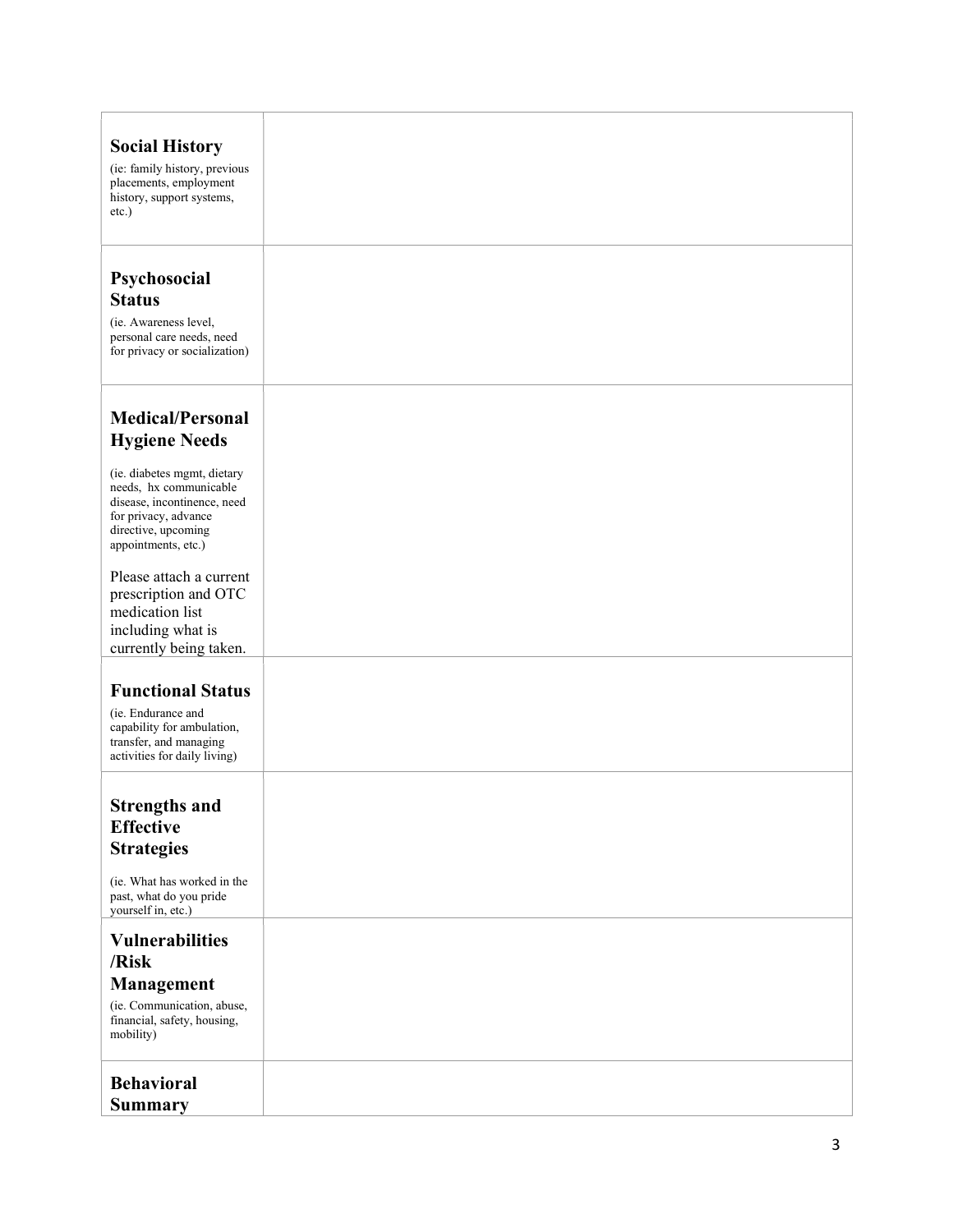| | |
|---|---|
| **Social History**<br>(ie: family history, previous placements, employment history, support systems, etc.) | |
| **Psychosocial Status**<br>(ie. Awareness level, personal care needs, need for privacy or socialization) | |
| **Medical/Personal Hygiene Needs**<br>(ie. diabetes mgmt, dietary needs, hx communicable disease, incontinence, need for privacy, advance directive, upcoming appointments, etc.)<br>Please attach a current prescription and OTC medication list including what is currently being taken. | |
| **Functional Status**<br>(ie. Endurance and capability for ambulation, transfer, and managing activities for daily living) | |
| **Strengths and Effective Strategies**<br>(ie. What has worked in the past, what do you pride yourself in, etc.) | |
| **Vulnerabilities /Risk Management**<br>(ie. Communication, abuse, financial, safety, housing, mobility) | |
| **Behavioral Summary** | |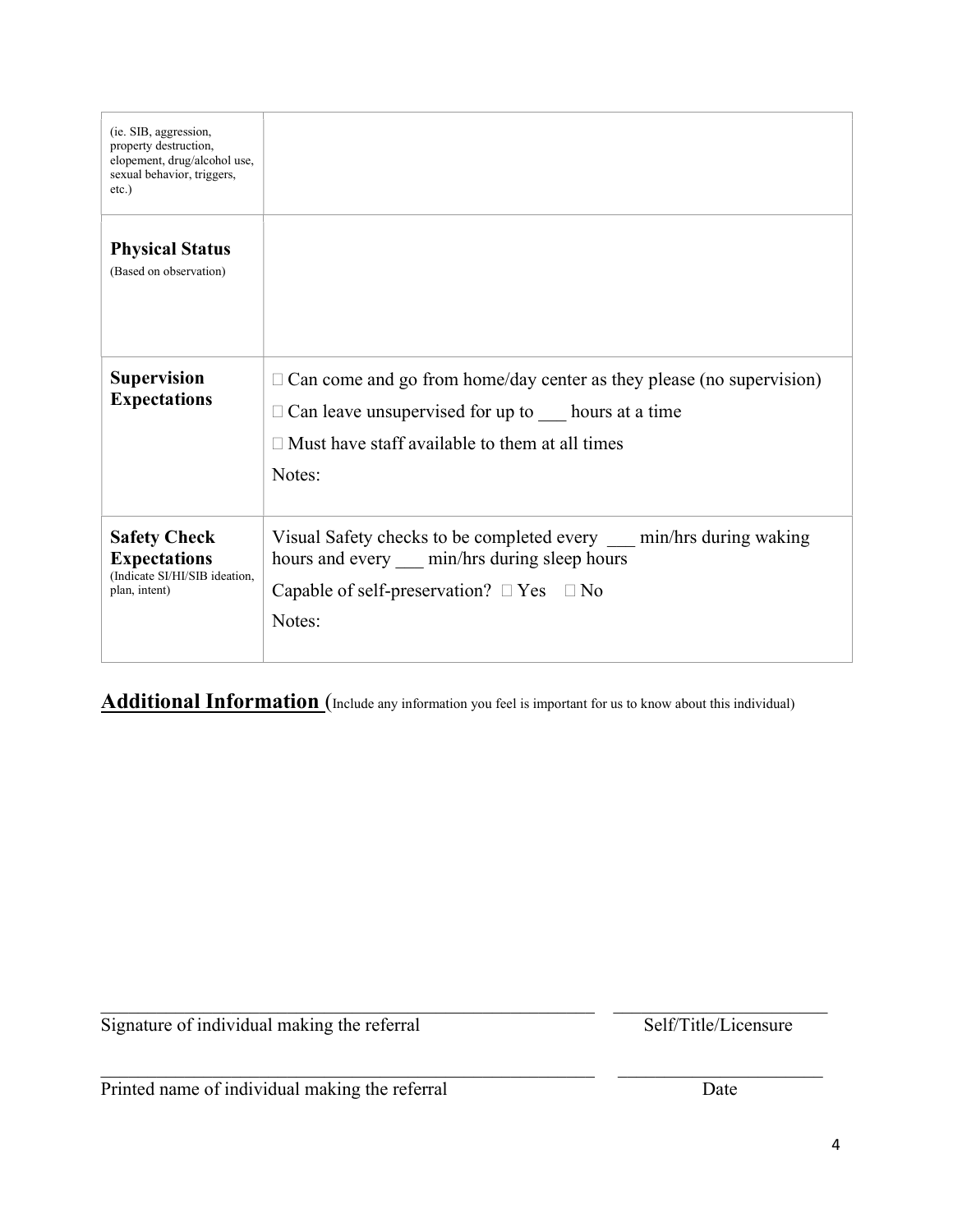| | |
|---|---|
| (ie. SIB, aggression, property destruction, elopement, drug/alcohol use, sexual behavior, triggers, etc.) | |
| **Physical Status**<br>(Based on observation) | |
| **Supervision Expectations** | ☐ Can come and go from home/day center as they please (no supervision)<br>☐ Can leave unsupervised for up to ___ hours at a time<br>☐ Must have staff available to them at all times<br>Notes: |
| **Safety Check Expectations**<br>(Indicate SI/HI/SIB ideation, plan, intent) | Visual Safety checks to be completed every ___ min/hrs during waking hours and every ___ min/hrs during sleep hours<br>Capable of self-preservation? ☐ Yes ☐ No<br>Notes: |

## Additional Information (Include any information you feel is important for us to know about this individual)

_______________________________________________ _______________________

Signature of individual making the referral Self/Title/Licensure

_______________________________________________ _______________________

Printed name of individual making the referral Date